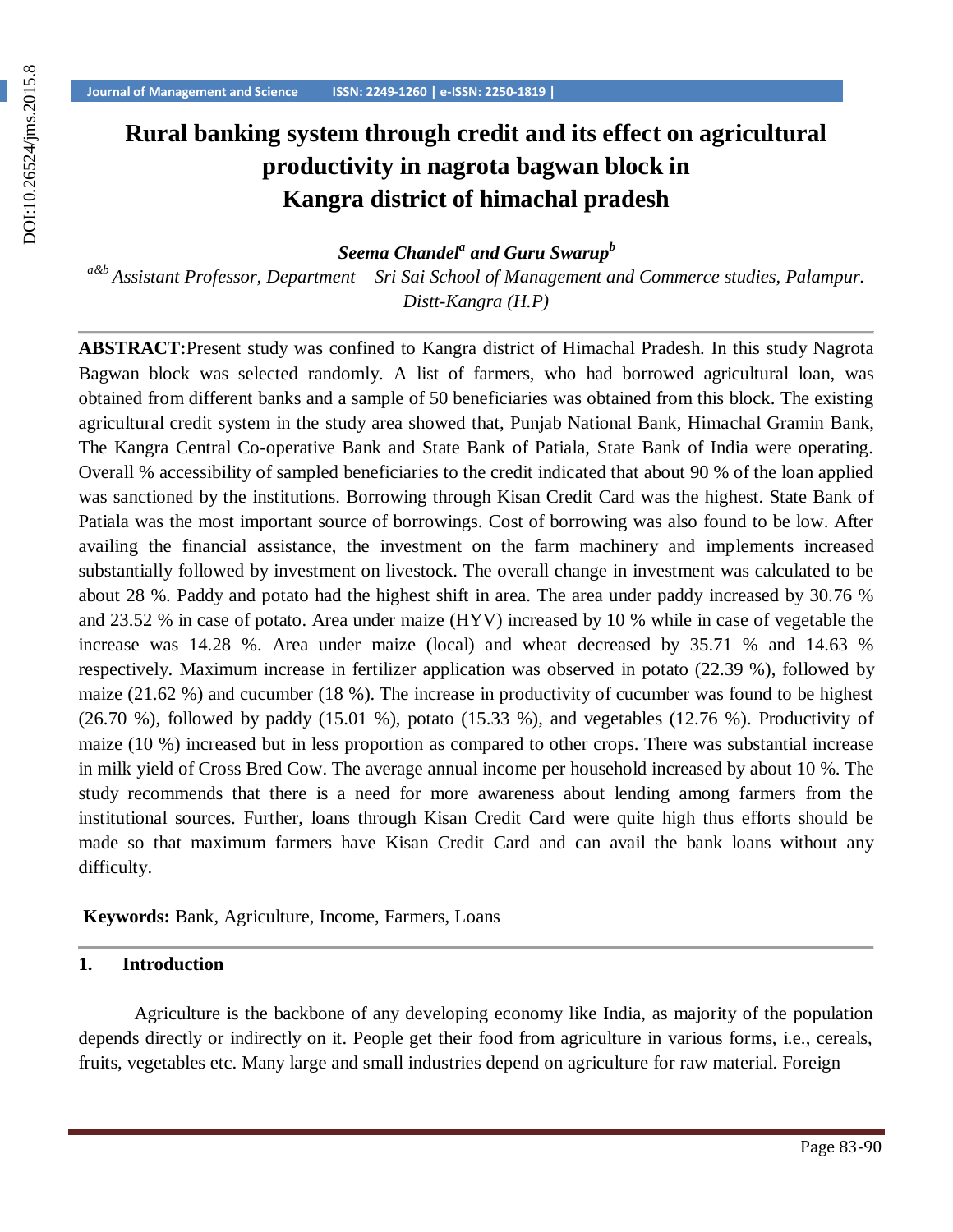# Rural banking system through credit and its effect on agricultural productivity in nagrota bagwan block in Kangra district of himachal pradesh

***Seema Chandel[a] and Guru Swarup[b]***

*[a&b] Assistant Professor, Department – Sri Sai School of Management and Commerce studies, Palampur. Distt-Kangra (H.P)*

---

**ABSTRACT:**Present study was confined to Kangra district of Himachal Pradesh. In this study Nagrota Bagwan block was selected randomly. A list of farmers, who had borrowed agricultural loan, was obtained from different banks and a sample of 50 beneficiaries was obtained from this block. The existing agricultural credit system in the study area showed that, Punjab National Bank, Himachal Gramin Bank, The Kangra Central Co-operative Bank and State Bank of Patiala, State Bank of India were operating. Overall % accessibility of sampled beneficiaries to the credit indicated that about 90 % of the loan applied was sanctioned by the institutions. Borrowing through Kisan Credit Card was the highest. State Bank of Patiala was the most important source of borrowings. Cost of borrowing was also found to be low. After availing the financial assistance, the investment on the farm machinery and implements increased substantially followed by investment on livestock. The overall change in investment was calculated to be about 28 %. Paddy and potato had the highest shift in area. The area under paddy increased by 30.76 % and 23.52 % in case of potato. Area under maize (HYV) increased by 10 % while in case of vegetable the increase was 14.28 %. Area under maize (local) and wheat decreased by 35.71 % and 14.63 % respectively. Maximum increase in fertilizer application was observed in potato (22.39 %), followed by maize (21.62 %) and cucumber (18 %). The increase in productivity of cucumber was found to be highest (26.70 %), followed by paddy (15.01 %), potato (15.33 %), and vegetables (12.76 %). Productivity of maize (10 %) increased but in less proportion as compared to other crops. There was substantial increase in milk yield of Cross Bred Cow. The average annual income per household increased by about 10 %. The study recommends that there is a need for more awareness about lending among farmers from the institutional sources. Further, loans through Kisan Credit Card were quite high thus efforts should be made so that maximum farmers have Kisan Credit Card and can avail the bank loans without any difficulty.

**Keywords:** Bank, Agriculture, Income, Farmers, Loans

---

## 1. Introduction

Agriculture is the backbone of any developing economy like India, as majority of the population depends directly or indirectly on it. People get their food from agriculture in various forms, i.e., cereals, fruits, vegetables etc. Many large and small industries depend on agriculture for raw material. Foreign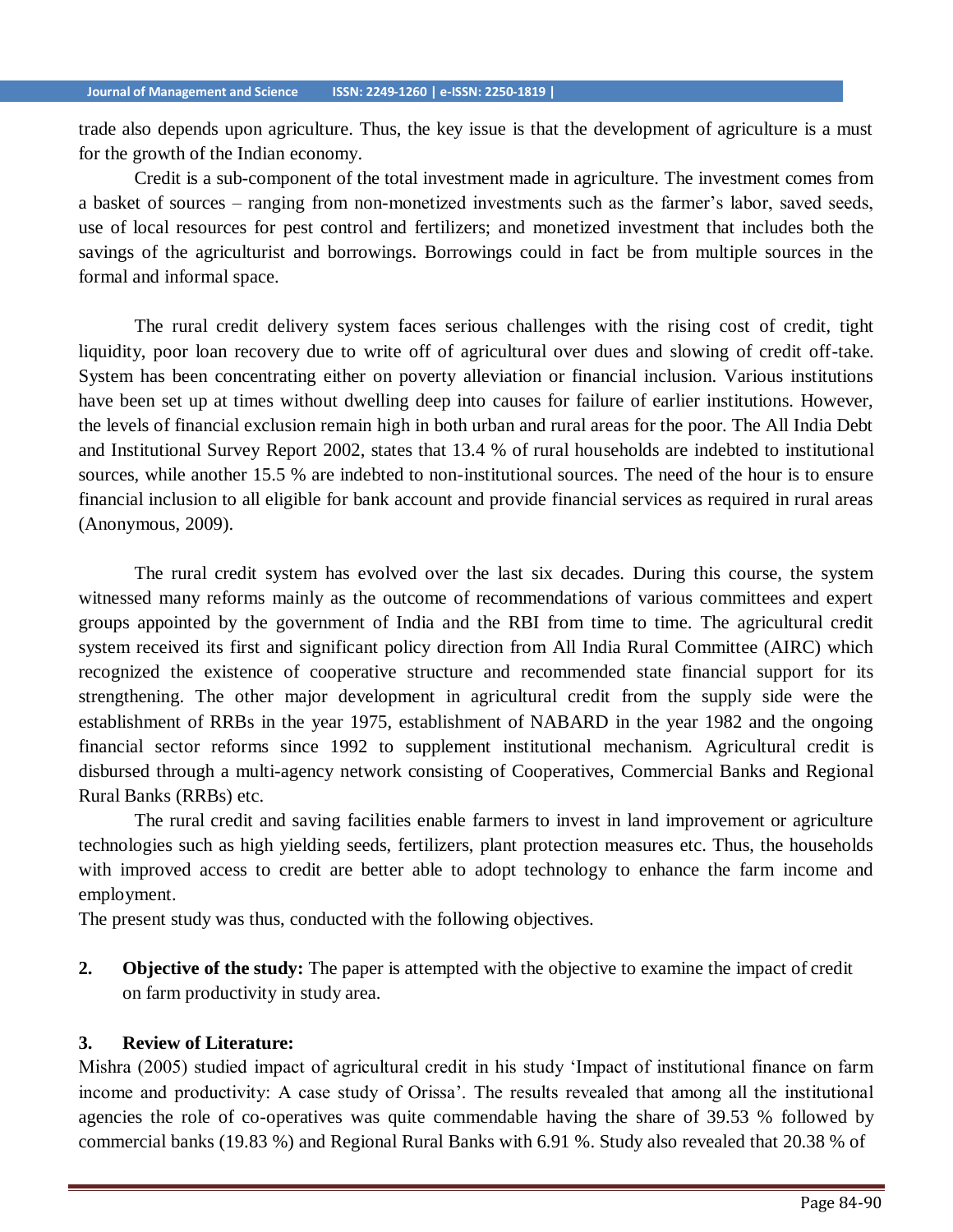trade also depends upon agriculture. Thus, the key issue is that the development of agriculture is a must for the growth of the Indian economy.

Credit is a sub-component of the total investment made in agriculture. The investment comes from a basket of sources – ranging from non-monetized investments such as the farmer's labor, saved seeds, use of local resources for pest control and fertilizers; and monetized investment that includes both the savings of the agriculturist and borrowings. Borrowings could in fact be from multiple sources in the formal and informal space.

The rural credit delivery system faces serious challenges with the rising cost of credit, tight liquidity, poor loan recovery due to write off of agricultural over dues and slowing of credit off-take. System has been concentrating either on poverty alleviation or financial inclusion. Various institutions have been set up at times without dwelling deep into causes for failure of earlier institutions. However, the levels of financial exclusion remain high in both urban and rural areas for the poor. The All India Debt and Institutional Survey Report 2002, states that 13.4 % of rural households are indebted to institutional sources, while another 15.5 % are indebted to non-institutional sources. The need of the hour is to ensure financial inclusion to all eligible for bank account and provide financial services as required in rural areas (Anonymous, 2009).

The rural credit system has evolved over the last six decades. During this course, the system witnessed many reforms mainly as the outcome of recommendations of various committees and expert groups appointed by the government of India and the RBI from time to time. The agricultural credit system received its first and significant policy direction from All India Rural Committee (AIRC) which recognized the existence of cooperative structure and recommended state financial support for its strengthening. The other major development in agricultural credit from the supply side were the establishment of RRBs in the year 1975, establishment of NABARD in the year 1982 and the ongoing financial sector reforms since 1992 to supplement institutional mechanism. Agricultural credit is disbursed through a multi-agency network consisting of Cooperatives, Commercial Banks and Regional Rural Banks (RRBs) etc.

The rural credit and saving facilities enable farmers to invest in land improvement or agriculture technologies such as high yielding seeds, fertilizers, plant protection measures etc. Thus, the households with improved access to credit are better able to adopt technology to enhance the farm income and employment.

The present study was thus, conducted with the following objectives.

## 2. Objective of the study:

The paper is attempted with the objective to examine the impact of credit on farm productivity in study area.

## 3. Review of Literature:

Mishra (2005) studied impact of agricultural credit in his study 'Impact of institutional finance on farm income and productivity: A case study of Orissa'. The results revealed that among all the institutional agencies the role of co-operatives was quite commendable having the share of 39.53 % followed by commercial banks (19.83 %) and Regional Rural Banks with 6.91 %. Study also revealed that 20.38 % of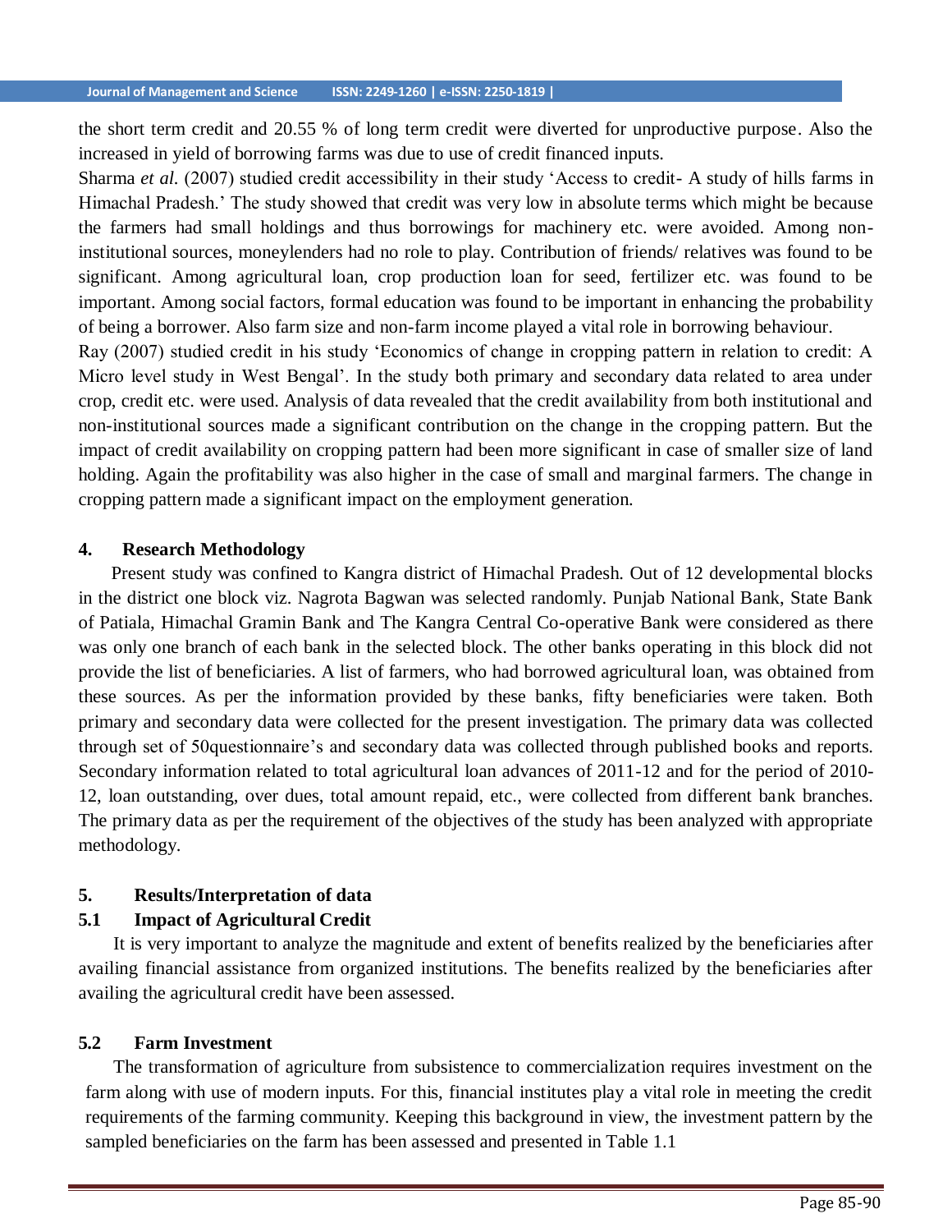the short term credit and 20.55 % of long term credit were diverted for unproductive purpose. Also the increased in yield of borrowing farms was due to use of credit financed inputs.

Sharma *et al.* (2007) studied credit accessibility in their study 'Access to credit- A study of hills farms in Himachal Pradesh.' The study showed that credit was very low in absolute terms which might be because the farmers had small holdings and thus borrowings for machinery etc. were avoided. Among non-institutional sources, moneylenders had no role to play. Contribution of friends/ relatives was found to be significant. Among agricultural loan, crop production loan for seed, fertilizer etc. was found to be important. Among social factors, formal education was found to be important in enhancing the probability of being a borrower. Also farm size and non-farm income played a vital role in borrowing behaviour.

Ray (2007) studied credit in his study 'Economics of change in cropping pattern in relation to credit: A Micro level study in West Bengal'. In the study both primary and secondary data related to area under crop, credit etc. were used. Analysis of data revealed that the credit availability from both institutional and non-institutional sources made a significant contribution on the change in the cropping pattern. But the impact of credit availability on cropping pattern had been more significant in case of smaller size of land holding. Again the profitability was also higher in the case of small and marginal farmers. The change in cropping pattern made a significant impact on the employment generation.

## 4. Research Methodology

Present study was confined to Kangra district of Himachal Pradesh. Out of 12 developmental blocks in the district one block viz. Nagrota Bagwan was selected randomly. Punjab National Bank, State Bank of Patiala, Himachal Gramin Bank and The Kangra Central Co-operative Bank were considered as there was only one branch of each bank in the selected block. The other banks operating in this block did not provide the list of beneficiaries. A list of farmers, who had borrowed agricultural loan, was obtained from these sources. As per the information provided by these banks, fifty beneficiaries were taken. Both primary and secondary data were collected for the present investigation. The primary data was collected through set of 50questionnaire's and secondary data was collected through published books and reports. Secondary information related to total agricultural loan advances of 2011-12 and for the period of 2010-12, loan outstanding, over dues, total amount repaid, etc., were collected from different bank branches. The primary data as per the requirement of the objectives of the study has been analyzed with appropriate methodology.

## 5. Results/Interpretation of data

### 5.1 Impact of Agricultural Credit

It is very important to analyze the magnitude and extent of benefits realized by the beneficiaries after availing financial assistance from organized institutions. The benefits realized by the beneficiaries after availing the agricultural credit have been assessed.

### 5.2 Farm Investment

The transformation of agriculture from subsistence to commercialization requires investment on the farm along with use of modern inputs. For this, financial institutes play a vital role in meeting the credit requirements of the farming community. Keeping this background in view, the investment pattern by the sampled beneficiaries on the farm has been assessed and presented in Table 1.1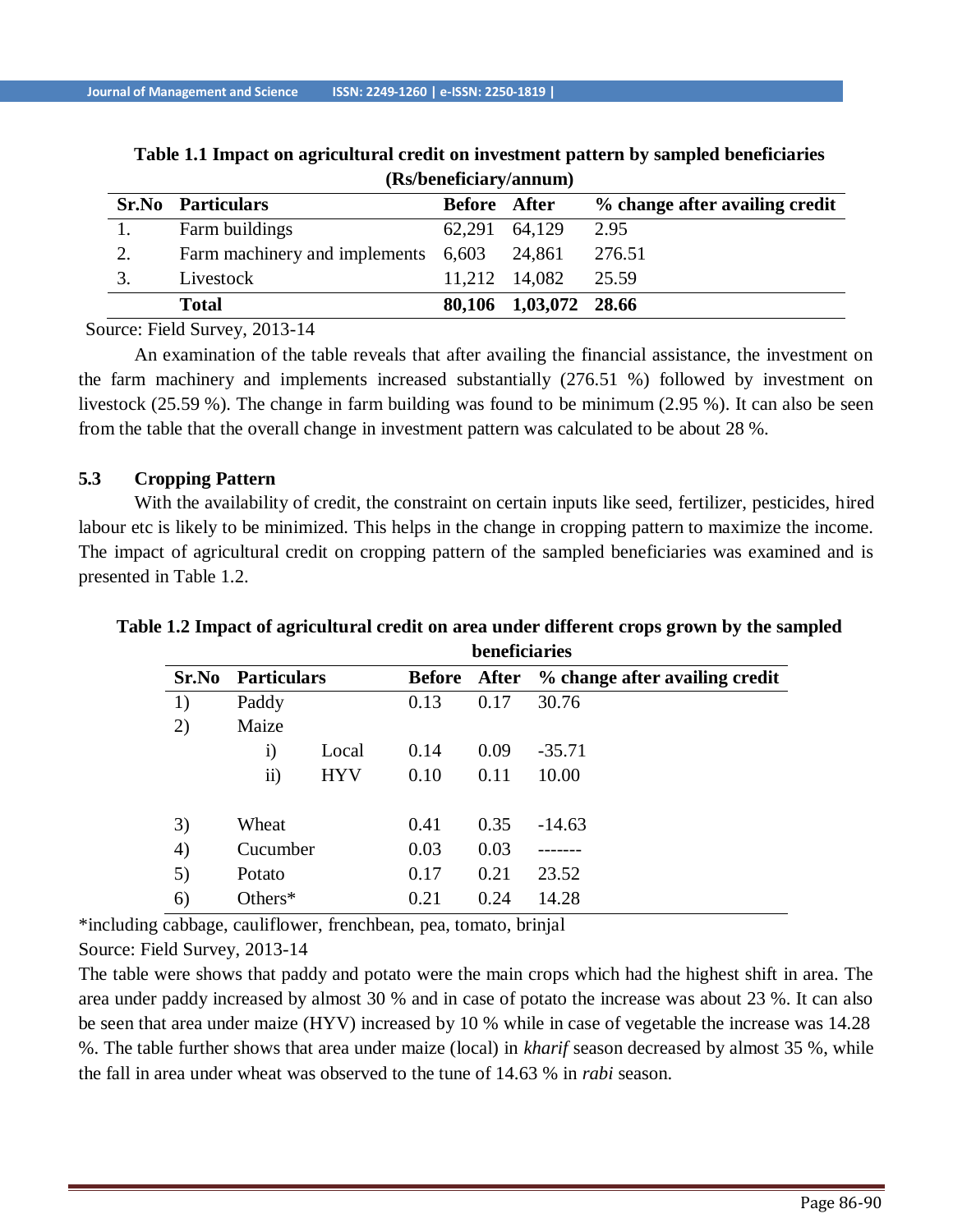**Table 1.1 Impact on agricultural credit on investment pattern by sampled beneficiaries (Rs/beneficiary/annum)**

| Sr.No | Particulars | Before | After | % change after availing credit |
|---|---|---|---|---|
| 1. | Farm buildings | 62,291 | 64,129 | 2.95 |
| 2. | Farm machinery and implements | 6,603 | 24,861 | 276.51 |
| 3. | Livestock | 11,212 | 14,082 | 25.59 |
| | **Total** | **80,106** | **1,03,072** | **28.66** |

Source: Field Survey, 2013-14

An examination of the table reveals that after availing the financial assistance, the investment on the farm machinery and implements increased substantially (276.51 %) followed by investment on livestock (25.59 %). The change in farm building was found to be minimum (2.95 %). It can also be seen from the table that the overall change in investment pattern was calculated to be about 28 %.

### 5.3 Cropping Pattern

With the availability of credit, the constraint on certain inputs like seed, fertilizer, pesticides, hired labour etc is likely to be minimized. This helps in the change in cropping pattern to maximize the income. The impact of agricultural credit on cropping pattern of the sampled beneficiaries was examined and is presented in Table 1.2.

**Table 1.2 Impact of agricultural credit on area under different crops grown by the sampled beneficiaries**

| Sr.No | Particulars | | Before | After | % change after availing credit |
|---|---|---|---|---|---|
| 1) | Paddy | | 0.13 | 0.17 | 30.76 |
| 2) | Maize | | | | |
| | i) | Local | 0.14 | 0.09 | -35.71 |
| | ii) | HYV | 0.10 | 0.11 | 10.00 |
| 3) | Wheat | | 0.41 | 0.35 | -14.63 |
| 4) | Cucumber | | 0.03 | 0.03 | ------- |
| 5) | Potato | | 0.17 | 0.21 | 23.52 |
| 6) | Others* | | 0.21 | 0.24 | 14.28 |

*including cabbage, cauliflower, frenchbean, pea, tomato, brinjal

Source: Field Survey, 2013-14

The table were shows that paddy and potato were the main crops which had the highest shift in area. The area under paddy increased by almost 30 % and in case of potato the increase was about 23 %. It can also be seen that area under maize (HYV) increased by 10 % while in case of vegetable the increase was 14.28 %. The table further shows that area under maize (local) in *kharif* season decreased by almost 35 %, while the fall in area under wheat was observed to the tune of 14.63 % in *rabi* season.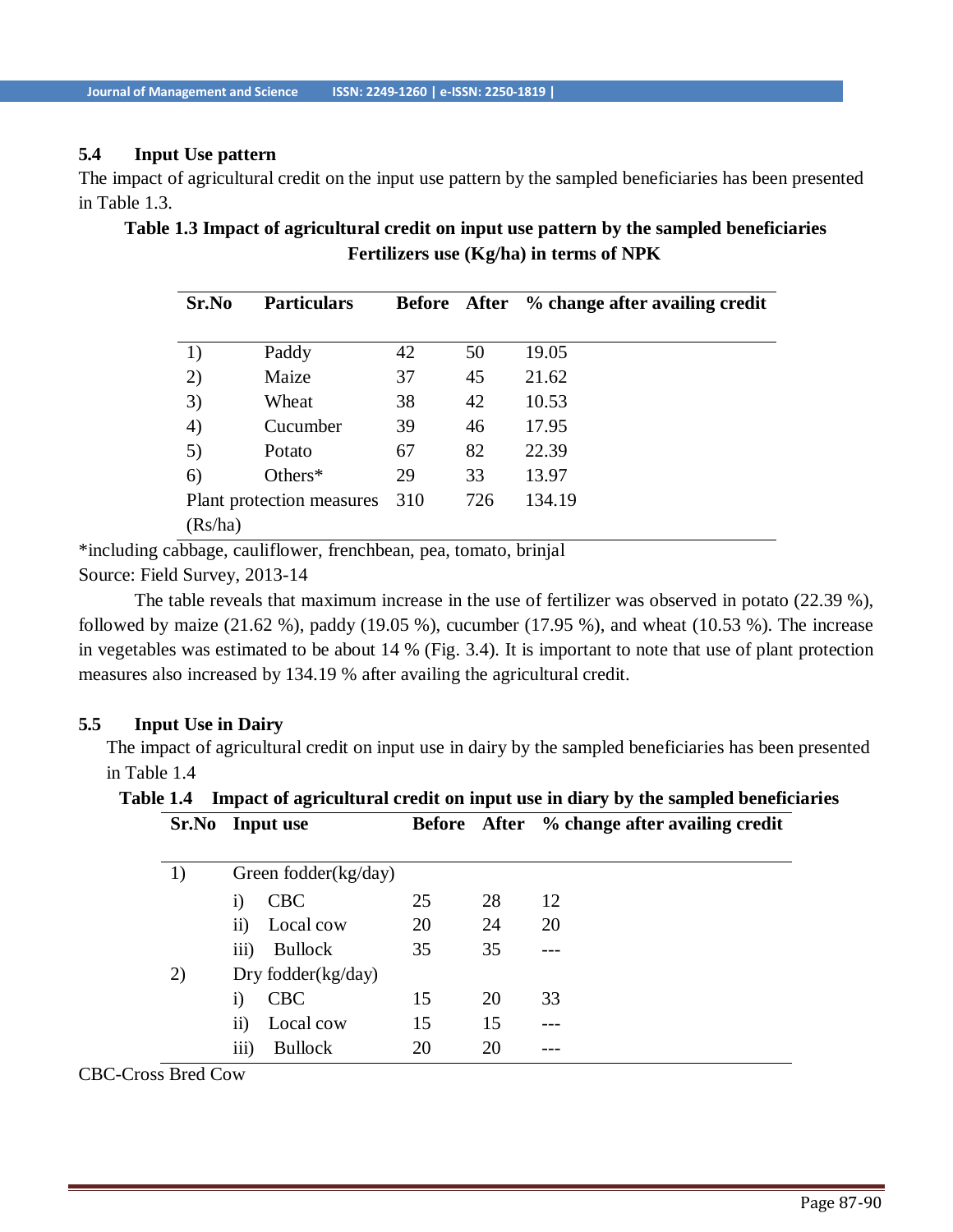### 5.4 Input Use pattern

The impact of agricultural credit on the input use pattern by the sampled beneficiaries has been presented in Table 1.3.

**Table 1.3 Impact of agricultural credit on input use pattern by the sampled beneficiaries**
**Fertilizers use (Kg/ha) in terms of NPK**

| Sr.No | Particulars | Before | After | % change after availing credit |
|---|---|---|---|---|
| 1) | Paddy | 42 | 50 | 19.05 |
| 2) | Maize | 37 | 45 | 21.62 |
| 3) | Wheat | 38 | 42 | 10.53 |
| 4) | Cucumber | 39 | 46 | 17.95 |
| 5) | Potato | 67 | 82 | 22.39 |
| 6) | Others* | 29 | 33 | 13.97 |
| Plant protection measures (Rs/ha) | | 310 | 726 | 134.19 |

*including cabbage, cauliflower, frenchbean, pea, tomato, brinjal

Source: Field Survey, 2013-14

The table reveals that maximum increase in the use of fertilizer was observed in potato (22.39 %), followed by maize (21.62 %), paddy (19.05 %), cucumber (17.95 %), and wheat (10.53 %). The increase in vegetables was estimated to be about 14 % (Fig. 3.4). It is important to note that use of plant protection measures also increased by 134.19 % after availing the agricultural credit.

### 5.5 Input Use in Dairy

The impact of agricultural credit on input use in dairy by the sampled beneficiaries has been presented in Table 1.4

**Table 1.4 Impact of agricultural credit on input use in diary by the sampled beneficiaries**

| Sr.No | Input use | Before | After | % change after availing credit |
|---|---|---|---|---|
| 1) | Green fodder(kg/day) | | | |
| | i) CBC | 25 | 28 | 12 |
| | ii) Local cow | 20 | 24 | 20 |
| | iii) Bullock | 35 | 35 | --- |
| 2) | Dry fodder(kg/day) | | | |
| | i) CBC | 15 | 20 | 33 |
| | ii) Local cow | 15 | 15 | --- |
| | iii) Bullock | 20 | 20 | --- |

CBC-Cross Bred Cow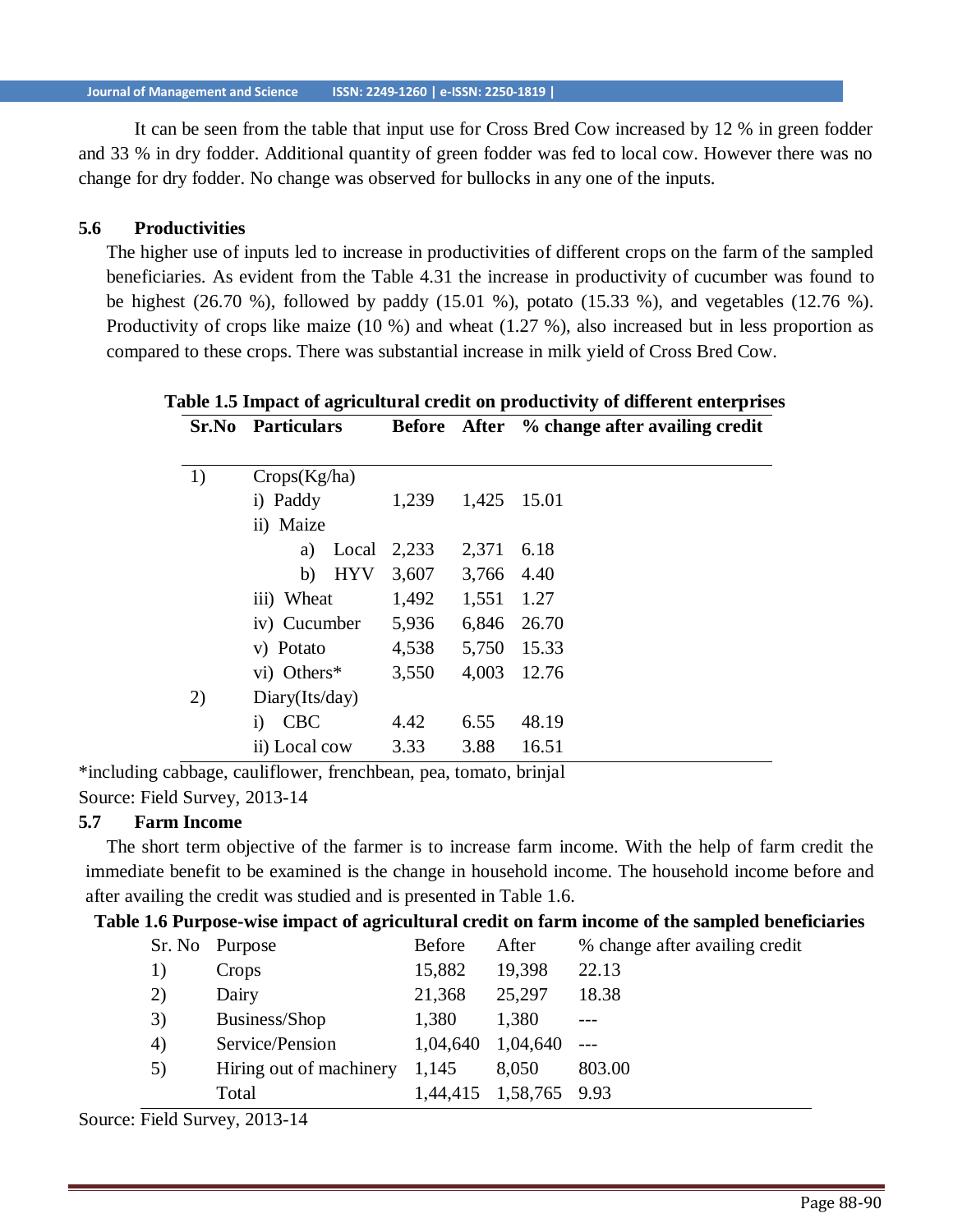It can be seen from the table that input use for Cross Bred Cow increased by 12 % in green fodder and 33 % in dry fodder. Additional quantity of green fodder was fed to local cow. However there was no change for dry fodder. No change was observed for bullocks in any one of the inputs.

### 5.6 Productivities

The higher use of inputs led to increase in productivities of different crops on the farm of the sampled beneficiaries. As evident from the Table 4.31 the increase in productivity of cucumber was found to be highest (26.70 %), followed by paddy (15.01 %), potato (15.33 %), and vegetables (12.76 %). Productivity of crops like maize (10 %) and wheat (1.27 %), also increased but in less proportion as compared to these crops. There was substantial increase in milk yield of Cross Bred Cow.

**Table 1.5 Impact of agricultural credit on productivity of different enterprises**

| Sr.No | Particulars | Before | After | % change after availing credit |
|---|---|---|---|---|
| 1) | Crops(Kg/ha) | | | |
| | i) Paddy | 1,239 | 1,425 | 15.01 |
| | ii) Maize | | | |
| | a) Local | 2,233 | 2,371 | 6.18 |
| | b) HYV | 3,607 | 3,766 | 4.40 |
| | iii) Wheat | 1,492 | 1,551 | 1.27 |
| | iv) Cucumber | 5,936 | 6,846 | 26.70 |
| | v) Potato | 4,538 | 5,750 | 15.33 |
| | vi) Others* | 3,550 | 4,003 | 12.76 |
| 2) | Diary(lts/day) | | | |
| | i) CBC | 4.42 | 6.55 | 48.19 |
| | ii) Local cow | 3.33 | 3.88 | 16.51 |

*including cabbage, cauliflower, frenchbean, pea, tomato, brinjal

Source: Field Survey, 2013-14

### 5.7 Farm Income

The short term objective of the farmer is to increase farm income. With the help of farm credit the immediate benefit to be examined is the change in household income. The household income before and after availing the credit was studied and is presented in Table 1.6.

**Table 1.6 Purpose-wise impact of agricultural credit on farm income of the sampled beneficiaries**

| Sr. No | Purpose | Before | After | % change after availing credit |
|---|---|---|---|---|
| 1) | Crops | 15,882 | 19,398 | 22.13 |
| 2) | Dairy | 21,368 | 25,297 | 18.38 |
| 3) | Business/Shop | 1,380 | 1,380 | --- |
| 4) | Service/Pension | 1,04,640 | 1,04,640 | --- |
| 5) | Hiring out of machinery | 1,145 | 8,050 | 803.00 |
| | Total | 1,44,415 | 1,58,765 | 9.93 |

Source: Field Survey, 2013-14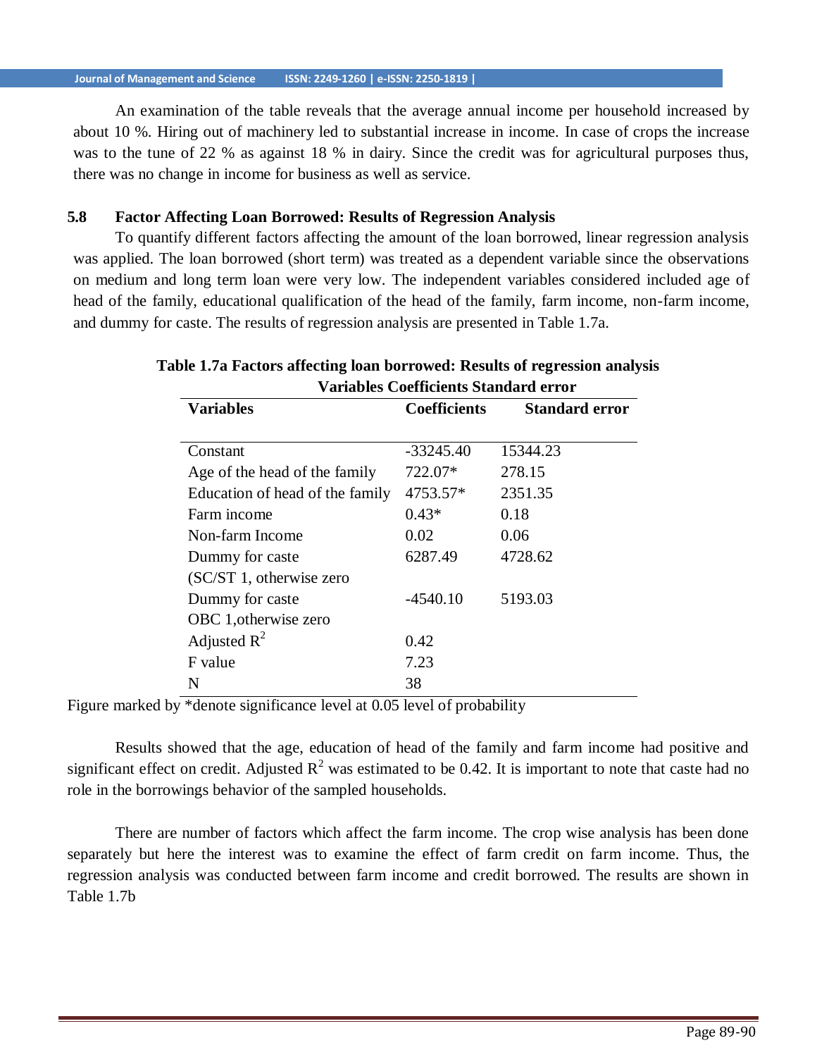An examination of the table reveals that the average annual income per household increased by about 10 %. Hiring out of machinery led to substantial increase in income. In case of crops the increase was to the tune of 22 % as against 18 % in dairy. Since the credit was for agricultural purposes thus, there was no change in income for business as well as service.

### 5.8 Factor Affecting Loan Borrowed: Results of Regression Analysis

To quantify different factors affecting the amount of the loan borrowed, linear regression analysis was applied. The loan borrowed (short term) was treated as a dependent variable since the observations on medium and long term loan were very low. The independent variables considered included age of head of the family, educational qualification of the head of the family, farm income, non-farm income, and dummy for caste. The results of regression analysis are presented in Table 1.7a.

**Table 1.7a Factors affecting loan borrowed: Results of regression analysis**
**Variables Coefficients Standard error**

| Variables | Coefficients | Standard error |
|---|---|---|
| Constant | -33245.40 | 15344.23 |
| Age of the head of the family | 722.07* | 278.15 |
| Education of head of the family | 4753.57* | 2351.35 |
| Farm income | 0.43* | 0.18 |
| Non-farm Income | 0.02 | 0.06 |
| Dummy for caste (SC/ST 1, otherwise zero | 6287.49 | 4728.62 |
| Dummy for caste OBC 1,otherwise zero | -4540.10 | 5193.03 |
| Adjusted $R^2$ | 0.42 | |
| F value | 7.23 | |
| N | 38 | |

Figure marked by *denote significance level at 0.05 level of probability

Results showed that the age, education of head of the family and farm income had positive and significant effect on credit. Adjusted $R^2$ was estimated to be 0.42. It is important to note that caste had no role in the borrowings behavior of the sampled households.

There are number of factors which affect the farm income. The crop wise analysis has been done separately but here the interest was to examine the effect of farm credit on farm income. Thus, the regression analysis was conducted between farm income and credit borrowed. The results are shown in Table 1.7b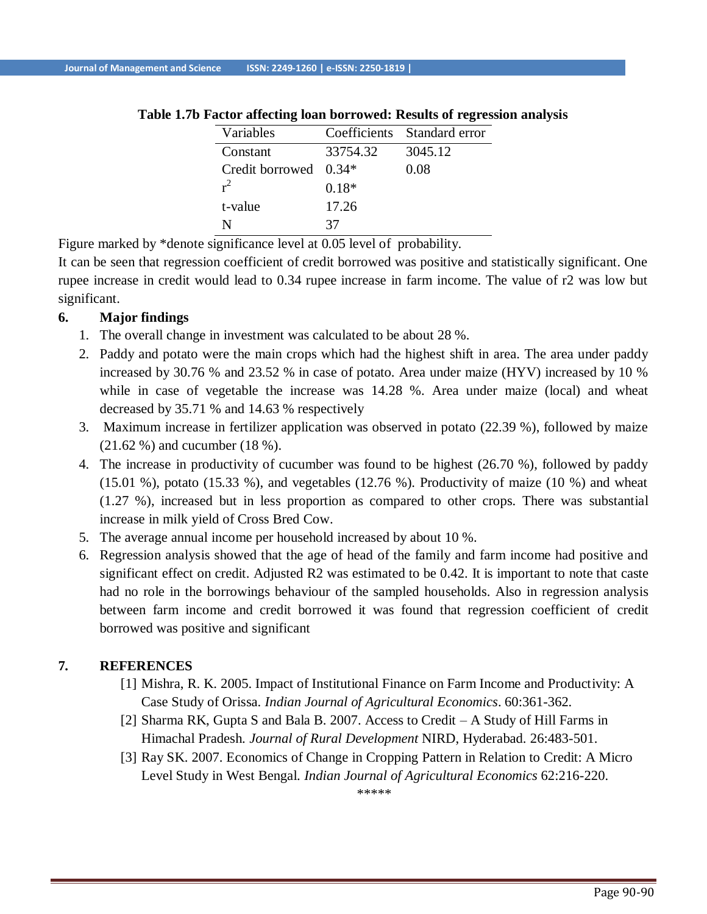**Table 1.7b Factor affecting loan borrowed: Results of regression analysis**

| Variables | Coefficients | Standard error |
|---|---|---|
| Constant | 33754.32 | 3045.12 |
| Credit borrowed | 0.34* | 0.08 |
| $r^2$ | 0.18* | |
| t-value | 17.26 | |
| N | 37 | |

Figure marked by *denote significance level at 0.05 level of probability.

It can be seen that regression coefficient of credit borrowed was positive and statistically significant. One rupee increase in credit would lead to 0.34 rupee increase in farm income. The value of r2 was low but significant.

## 6. Major findings

1. The overall change in investment was calculated to be about 28 %.
2. Paddy and potato were the main crops which had the highest shift in area. The area under paddy increased by 30.76 % and 23.52 % in case of potato. Area under maize (HYV) increased by 10 % while in case of vegetable the increase was 14.28 %. Area under maize (local) and wheat decreased by 35.71 % and 14.63 % respectively
3. Maximum increase in fertilizer application was observed in potato (22.39 %), followed by maize (21.62 %) and cucumber (18 %).
4. The increase in productivity of cucumber was found to be highest (26.70 %), followed by paddy (15.01 %), potato (15.33 %), and vegetables (12.76 %). Productivity of maize (10 %) and wheat (1.27 %), increased but in less proportion as compared to other crops. There was substantial increase in milk yield of Cross Bred Cow.
5. The average annual income per household increased by about 10 %.
6. Regression analysis showed that the age of head of the family and farm income had positive and significant effect on credit. Adjusted R2 was estimated to be 0.42. It is important to note that caste had no role in the borrowings behaviour of the sampled households. Also in regression analysis between farm income and credit borrowed it was found that regression coefficient of credit borrowed was positive and significant

## 7. REFERENCES

[1] Mishra, R. K. 2005. Impact of Institutional Finance on Farm Income and Productivity: A Case Study of Orissa. *Indian Journal of Agricultural Economics*. 60:361-362.

[2] Sharma RK, Gupta S and Bala B. 2007. Access to Credit – A Study of Hill Farms in Himachal Pradesh. *Journal of Rural Development* NIRD, Hyderabad. 26:483-501.

[3] Ray SK. 2007. Economics of Change in Cropping Pattern in Relation to Credit: A Micro Level Study in West Bengal. *Indian Journal of Agricultural Economics* 62:216-220.

*****